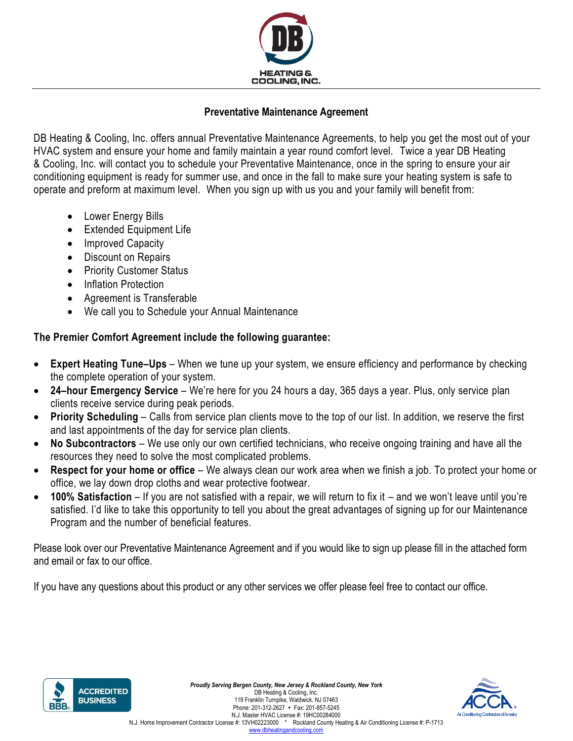DB HEATING & COOLING, INC.

## Preventative Maintenance Agreement

DB Heating & Cooling, Inc. offers annual Preventative Maintenance Agreements, to help you get the most out of your HVAC system and ensure your home and family maintain a year round comfort level. Twice a year DB Heating & Cooling, Inc. will contact you to schedule your Preventative Maintenance, once in the spring to ensure your air conditioning equipment is ready for summer use, and once in the fall to make sure your heating system is safe to operate and preform at maximum level. When you sign up with us you and your family will benefit from:

- Lower Energy Bills
- Extended Equipment Life
- Improved Capacity
- Discount on Repairs
- Priority Customer Status
- Inflation Protection
- Agreement is Transferable
- We call you to Schedule your Annual Maintenance

**The Premier Comfort Agreement include the following guarantee:**

- **Expert Heating Tune–Ups** – When we tune up your system, we ensure efficiency and performance by checking the complete operation of your system.
- **24–hour Emergency Service** – We're here for you 24 hours a day, 365 days a year. Plus, only service plan clients receive service during peak periods.
- **Priority Scheduling** – Calls from service plan clients move to the top of our list. In addition, we reserve the first and last appointments of the day for service plan clients.
- **No Subcontractors** – We use only our own certified technicians, who receive ongoing training and have all the resources they need to solve the most complicated problems.
- **Respect for your home or office** – We always clean our work area when we finish a job. To protect your home or office, we lay down drop cloths and wear protective footwear.
- **100% Satisfaction** – If you are not satisfied with a repair, we will return to fix it – and we won't leave until you're satisfied. I'd like to take this opportunity to tell you about the great advantages of signing up for our Maintenance Program and the number of beneficial features.

Please look over our Preventative Maintenance Agreement and if you would like to sign up please fill in the attached form and email or fax to our office.

If you have any questions about this product or any other services we offer please feel free to contact our office.

BBB ACCREDITED BUSINESS

*Proudly Serving Bergen County, New Jersey & Rockland County, New York*
DB Heating & Cooling, Inc.
119 Franklin Turnpike, Waldwick, NJ 07463
Phone: 201-312-2627 • Fax: 201-857-5245
N.J. Master HVAC License #: 19HC00284000
N.J. Home Improvement Contractor License #: 13VH02223000 * Rockland County Heating & Air Conditioning License #: P-1713
www.dbheatingandcooling.com

ACCA Air Conditioning Contractors of America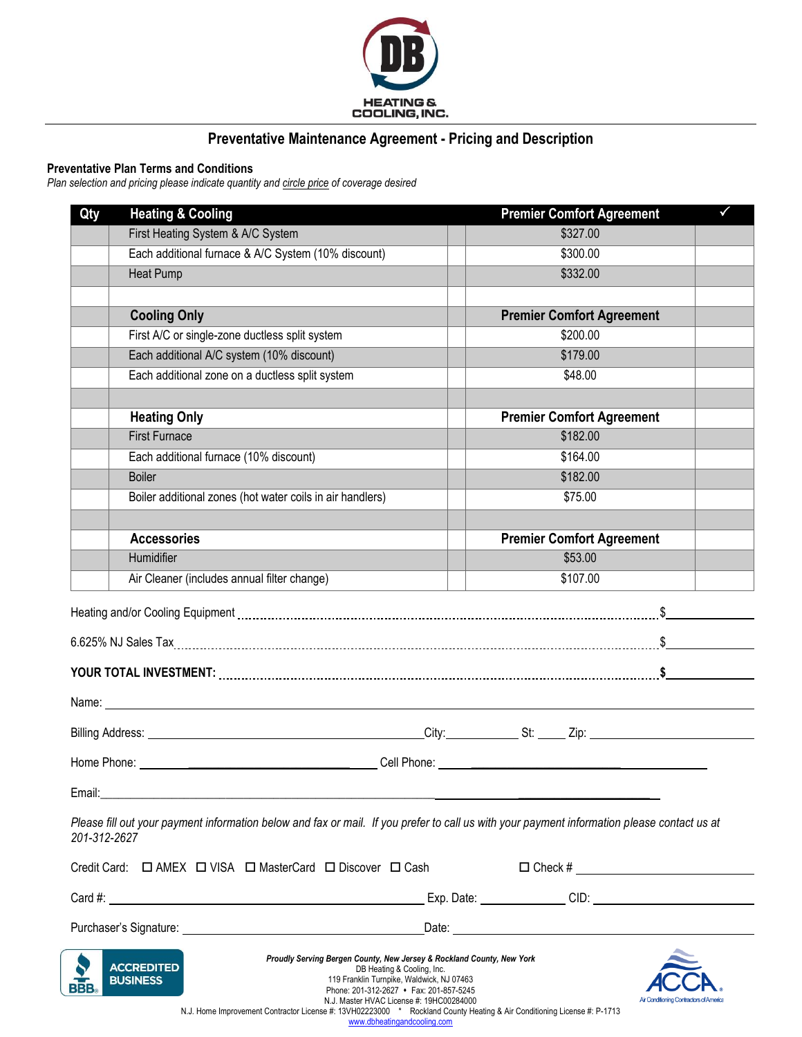DB HEATING & COOLING, INC.

## Preventative Maintenance Agreement - Pricing and Description

**Preventative Plan Terms and Conditions**

*Plan selection and pricing please indicate quantity and circle price of coverage desired*

| Qty | Heating & Cooling | | Premier Comfort Agreement | ✓ |
|---|---|---|---|---|
| | First Heating System & A/C System | | $327.00 | |
| | Each additional furnace & A/C System (10% discount) | | $300.00 | |
| | Heat Pump | | $332.00 | |
| | | | | |
| | **Cooling Only** | | **Premier Comfort Agreement** | |
| | First A/C or single-zone ductless split system | | $200.00 | |
| | Each additional A/C system (10% discount) | | $179.00 | |
| | Each additional zone on a ductless split system | | $48.00 | |
| | | | | |
| | **Heating Only** | | **Premier Comfort Agreement** | |
| | First Furnace | | $182.00 | |
| | Each additional furnace (10% discount) | | $164.00 | |
| | Boiler | | $182.00 | |
| | Boiler additional zones (hot water coils in air handlers) | | $75.00 | |
| | | | | |
| | **Accessories** | | **Premier Comfort Agreement** | |
| | Humidifier | | $53.00 | |
| | Air Cleaner (includes annual filter change) | | $107.00 | |

Heating and/or Cooling Equipment ............................................ $____________

6.625% NJ Sales Tax ............................................ $____________

**YOUR TOTAL INVESTMENT: ............................................ $____________**

Name: ____________________________________________

Billing Address: ______________________ City: __________ St: _____ Zip: __________

Home Phone: ______________________ Cell Phone: ______________________

Email: ____________________________________________

*Please fill out your payment information below and fax or mail. If you prefer to call us with your payment information please contact us at 201-312-2627*

Credit Card: ☐ AMEX ☐ VISA ☐ MasterCard ☐ Discover ☐ Cash ☐ Check # __________

Card #: ______________________ Exp. Date: __________ CID: __________

Purchaser's Signature: ______________________ Date: __________

BBB ACCREDITED BUSINESS

*Proudly Serving Bergen County, New Jersey & Rockland County, New York*
DB Heating & Cooling, Inc.
119 Franklin Turnpike, Waldwick, NJ 07463
Phone: 201-312-2627 • Fax: 201-857-5245
N.J. Master HVAC License #: 19HC00284000
N.J. Home Improvement Contractor License #: 13VH02223000 * Rockland County Heating & Air Conditioning License #: P-1713
www.dbheatingandcooling.com

ACCA Air Conditioning Contractors of America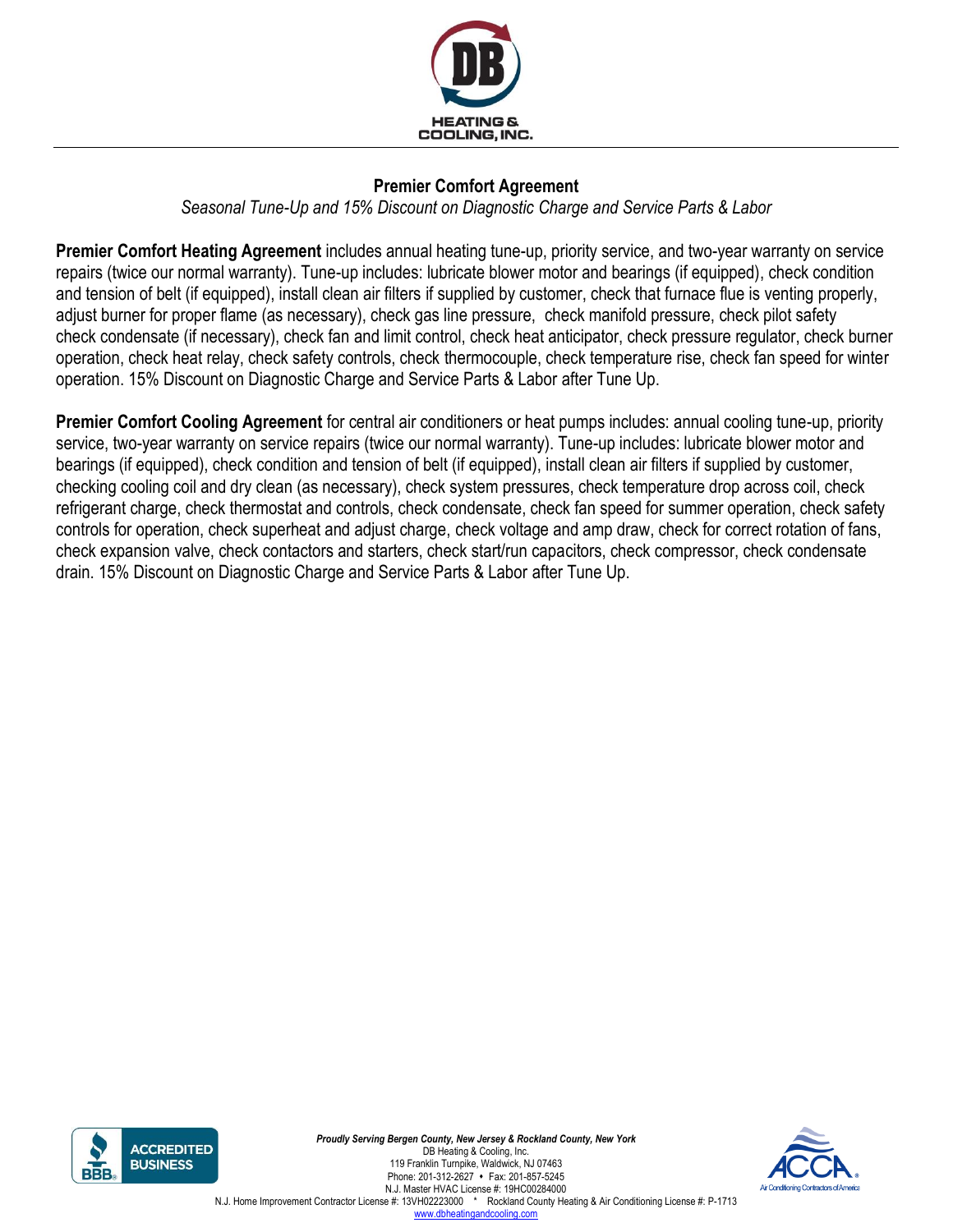## Premier Comfort Agreement

*Seasonal Tune-Up and 15% Discount on Diagnostic Charge and Service Parts & Labor*

**Premier Comfort Heating Agreement** includes annual heating tune-up, priority service, and two-year warranty on service repairs (twice our normal warranty). Tune-up includes: lubricate blower motor and bearings (if equipped), check condition and tension of belt (if equipped), install clean air filters if supplied by customer, check that furnace flue is venting properly, adjust burner for proper flame (as necessary), check gas line pressure, check manifold pressure, check pilot safety check condensate (if necessary), check fan and limit control, check heat anticipator, check pressure regulator, check burner operation, check heat relay, check safety controls, check thermocouple, check temperature rise, check fan speed for winter operation. 15% Discount on Diagnostic Charge and Service Parts & Labor after Tune Up.

**Premier Comfort Cooling Agreement** for central air conditioners or heat pumps includes: annual cooling tune-up, priority service, two-year warranty on service repairs (twice our normal warranty). Tune-up includes: lubricate blower motor and bearings (if equipped), check condition and tension of belt (if equipped), install clean air filters if supplied by customer, checking cooling coil and dry clean (as necessary), check system pressures, check temperature drop across coil, check refrigerant charge, check thermostat and controls, check condensate, check fan speed for summer operation, check safety controls for operation, check superheat and adjust charge, check voltage and amp draw, check for correct rotation of fans, check expansion valve, check contactors and starters, check start/run capacitors, check compressor, check condensate drain. 15% Discount on Diagnostic Charge and Service Parts & Labor after Tune Up.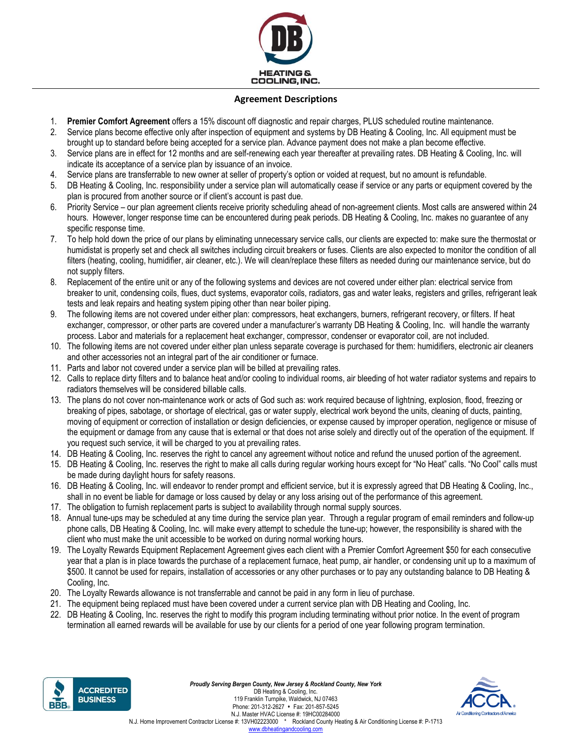DB HEATING & COOLING, INC.

## Agreement Descriptions

1. **Premier Comfort Agreement** offers a 15% discount off diagnostic and repair charges, PLUS scheduled routine maintenance.
2. Service plans become effective only after inspection of equipment and systems by DB Heating & Cooling, Inc. All equipment must be brought up to standard before being accepted for a service plan. Advance payment does not make a plan become effective.
3. Service plans are in effect for 12 months and are self-renewing each year thereafter at prevailing rates. DB Heating & Cooling, Inc. will indicate its acceptance of a service plan by issuance of an invoice.
4. Service plans are transferrable to new owner at seller of property's option or voided at request, but no amount is refundable.
5. DB Heating & Cooling, Inc. responsibility under a service plan will automatically cease if service or any parts or equipment covered by the plan is procured from another source or if client's account is past due.
6. Priority Service – our plan agreement clients receive priority scheduling ahead of non-agreement clients. Most calls are answered within 24 hours. However, longer response time can be encountered during peak periods. DB Heating & Cooling, Inc. makes no guarantee of any specific response time.
7. To help hold down the price of our plans by eliminating unnecessary service calls, our clients are expected to: make sure the thermostat or humidistat is properly set and check all switches including circuit breakers or fuses. Clients are also expected to monitor the condition of all filters (heating, cooling, humidifier, air cleaner, etc.). We will clean/replace these filters as needed during our maintenance service, but do not supply filters.
8. Replacement of the entire unit or any of the following systems and devices are not covered under either plan: electrical service from breaker to unit, condensing coils, flues, duct systems, evaporator coils, radiators, gas and water leaks, registers and grilles, refrigerant leak tests and leak repairs and heating system piping other than near boiler piping.
9. The following items are not covered under either plan: compressors, heat exchangers, burners, refrigerant recovery, or filters. If heat exchanger, compressor, or other parts are covered under a manufacturer's warranty DB Heating & Cooling, Inc. will handle the warranty process. Labor and materials for a replacement heat exchanger, compressor, condenser or evaporator coil, are not included.
10. The following items are not covered under either plan unless separate coverage is purchased for them: humidifiers, electronic air cleaners and other accessories not an integral part of the air conditioner or furnace.
11. Parts and labor not covered under a service plan will be billed at prevailing rates.
12. Calls to replace dirty filters and to balance heat and/or cooling to individual rooms, air bleeding of hot water radiator systems and repairs to radiators themselves will be considered billable calls.
13. The plans do not cover non-maintenance work or acts of God such as: work required because of lightning, explosion, flood, freezing or breaking of pipes, sabotage, or shortage of electrical, gas or water supply, electrical work beyond the units, cleaning of ducts, painting, moving of equipment or correction of installation or design deficiencies, or expense caused by improper operation, negligence or misuse of the equipment or damage from any cause that is external or that does not arise solely and directly out of the operation of the equipment. If you request such service, it will be charged to you at prevailing rates.
14. DB Heating & Cooling, Inc. reserves the right to cancel any agreement without notice and refund the unused portion of the agreement.
15. DB Heating & Cooling, Inc. reserves the right to make all calls during regular working hours except for "No Heat" calls. "No Cool" calls must be made during daylight hours for safety reasons.
16. DB Heating & Cooling, Inc. will endeavor to render prompt and efficient service, but it is expressly agreed that DB Heating & Cooling, Inc., shall in no event be liable for damage or loss caused by delay or any loss arising out of the performance of this agreement.
17. The obligation to furnish replacement parts is subject to availability through normal supply sources.
18. Annual tune-ups may be scheduled at any time during the service plan year. Through a regular program of email reminders and follow-up phone calls, DB Heating & Cooling, Inc. will make every attempt to schedule the tune-up; however, the responsibility is shared with the client who must make the unit accessible to be worked on during normal working hours.
19. The Loyalty Rewards Equipment Replacement Agreement gives each client with a Premier Comfort Agreement $50 for each consecutive year that a plan is in place towards the purchase of a replacement furnace, heat pump, air handler, or condensing unit up to a maximum of $500. It cannot be used for repairs, installation of accessories or any other purchases or to pay any outstanding balance to DB Heating & Cooling, Inc.
20. The Loyalty Rewards allowance is not transferrable and cannot be paid in any form in lieu of purchase.
21. The equipment being replaced must have been covered under a current service plan with DB Heating and Cooling, Inc.
22. DB Heating & Cooling, Inc. reserves the right to modify this program including terminating without prior notice. In the event of program termination all earned rewards will be available for use by our clients for a period of one year following program termination.

BBB ACCREDITED BUSINESS

*Proudly Serving Bergen County, New Jersey & Rockland County, New York*
DB Heating & Cooling, Inc.
119 Franklin Turnpike, Waldwick, NJ 07463
Phone: 201-312-2627 • Fax: 201-857-5245
N.J. Master HVAC License #: 19HC00284000
N.J. Home Improvement Contractor License #: 13VH02223000 * Rockland County Heating & Air Conditioning License #: P-1713
www.dbheatingandcooling.com

ACCA Air Conditioning Contractors of America